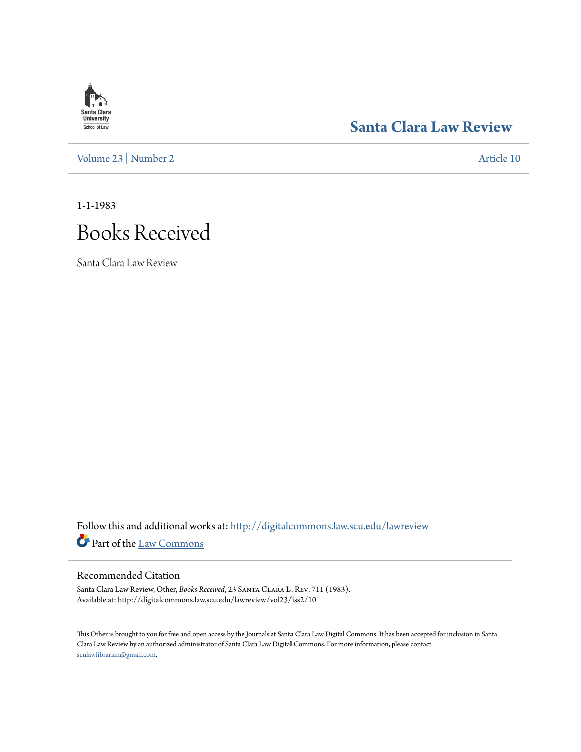Santa Clara University
School of Law

# Santa Clara Law Review

Volume 23 | Number 2 Article 10

1-1-1983

# Books Received

Santa Clara Law Review

Follow this and additional works at: http://digitalcommons.law.scu.edu/lawreview

Part of the Law Commons

## Recommended Citation

Santa Clara Law Review, Other, *Books Received*, 23 Santa Clara L. Rev. 711 (1983).
Available at: http://digitalcommons.law.scu.edu/lawreview/vol23/iss2/10

This Other is brought to you for free and open access by the Journals at Santa Clara Law Digital Commons. It has been accepted for inclusion in Santa Clara Law Review by an authorized administrator of Santa Clara Law Digital Commons. For more information, please contact sculawlibrarian@gmail.com.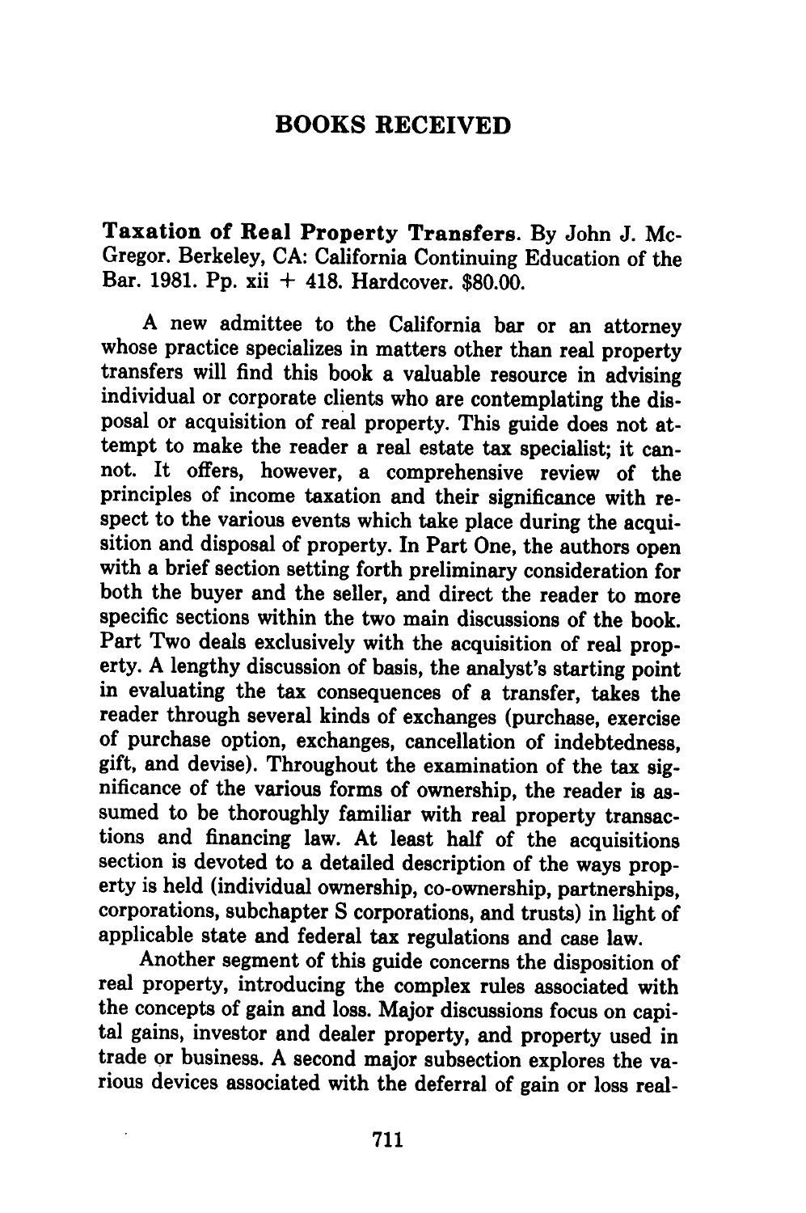# BOOKS RECEIVED

**Taxation of Real Property Transfers.** By John J. McGregor. Berkeley, CA: California Continuing Education of the Bar. 1981. Pp. xii + 418. Hardcover. $80.00.

A new admittee to the California bar or an attorney whose practice specializes in matters other than real property transfers will find this book a valuable resource in advising individual or corporate clients who are contemplating the disposal or acquisition of real property. This guide does not attempt to make the reader a real estate tax specialist; it cannot. It offers, however, a comprehensive review of the principles of income taxation and their significance with respect to the various events which take place during the acquisition and disposal of property. In Part One, the authors open with a brief section setting forth preliminary consideration for both the buyer and the seller, and direct the reader to more specific sections within the two main discussions of the book. Part Two deals exclusively with the acquisition of real property. A lengthy discussion of basis, the analyst's starting point in evaluating the tax consequences of a transfer, takes the reader through several kinds of exchanges (purchase, exercise of purchase option, exchanges, cancellation of indebtedness, gift, and devise). Throughout the examination of the tax significance of the various forms of ownership, the reader is assumed to be thoroughly familiar with real property transactions and financing law. At least half of the acquisitions section is devoted to a detailed description of the ways property is held (individual ownership, co-ownership, partnerships, corporations, subchapter S corporations, and trusts) in light of applicable state and federal tax regulations and case law.

Another segment of this guide concerns the disposition of real property, introducing the complex rules associated with the concepts of gain and loss. Major discussions focus on capital gains, investor and dealer property, and property used in trade or business. A second major subsection explores the various devices associated with the deferral of gain or loss real-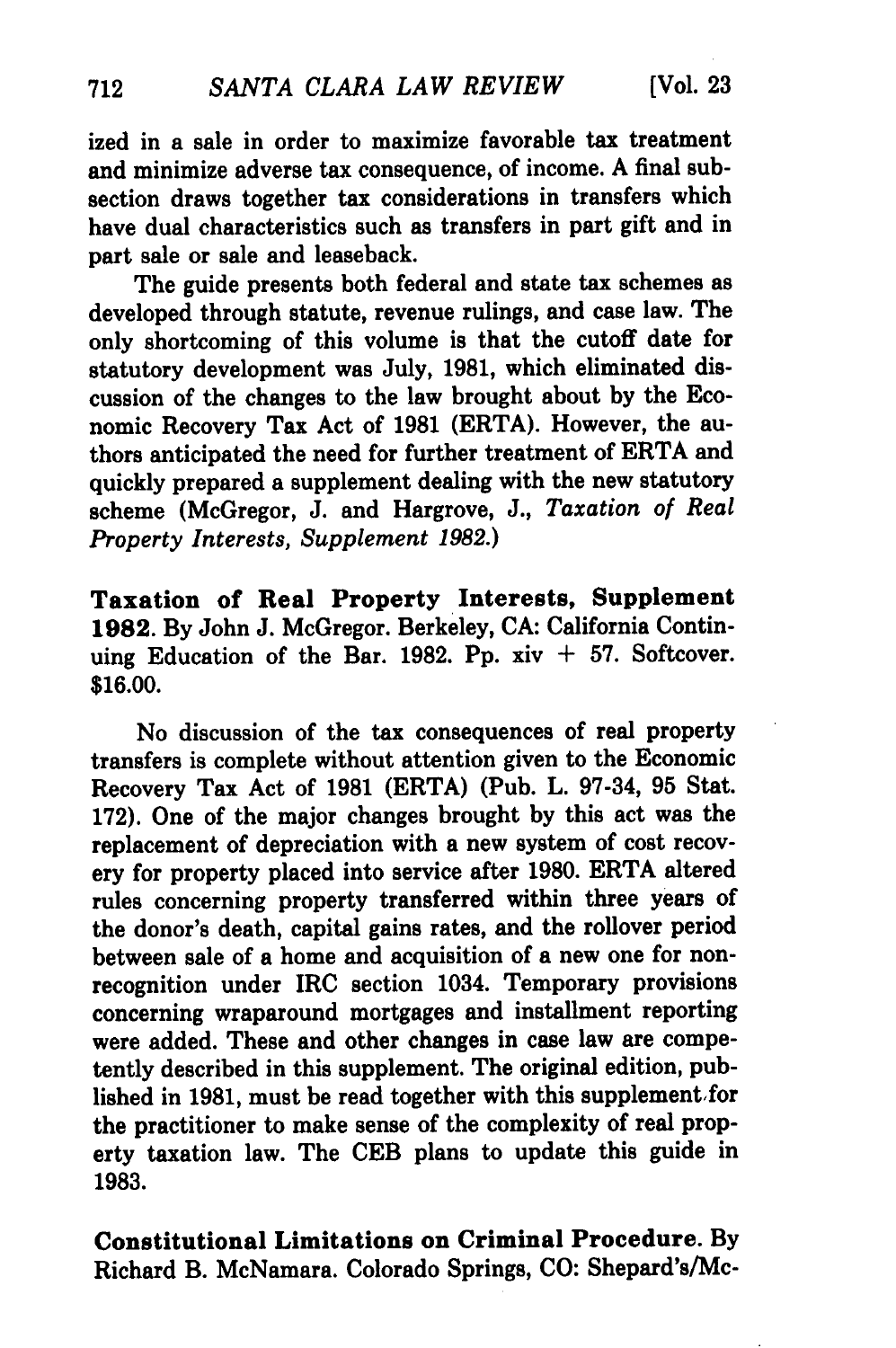ized in a sale in order to maximize favorable tax treatment and minimize adverse tax consequence, of income. A final subsection draws together tax considerations in transfers which have dual characteristics such as transfers in part gift and in part sale or sale and leaseback.

The guide presents both federal and state tax schemes as developed through statute, revenue rulings, and case law. The only shortcoming of this volume is that the cutoff date for statutory development was July, 1981, which eliminated discussion of the changes to the law brought about by the Economic Recovery Tax Act of 1981 (ERTA). However, the authors anticipated the need for further treatment of ERTA and quickly prepared a supplement dealing with the new statutory scheme (McGregor, J. and Hargrove, J., *Taxation of Real Property Interests, Supplement 1982.*)

**Taxation of Real Property Interests, Supplement 1982.** By John J. McGregor. Berkeley, CA: California Continuing Education of the Bar. 1982. Pp. xiv + 57. Softcover. $16.00.

No discussion of the tax consequences of real property transfers is complete without attention given to the Economic Recovery Tax Act of 1981 (ERTA) (Pub. L. 97-34, 95 Stat. 172). One of the major changes brought by this act was the replacement of depreciation with a new system of cost recovery for property placed into service after 1980. ERTA altered rules concerning property transferred within three years of the donor's death, capital gains rates, and the rollover period between sale of a home and acquisition of a new one for nonrecognition under IRC section 1034. Temporary provisions concerning wraparound mortgages and installment reporting were added. These and other changes in case law are competently described in this supplement. The original edition, published in 1981, must be read together with this supplement for the practitioner to make sense of the complexity of real property taxation law. The CEB plans to update this guide in 1983.

**Constitutional Limitations on Criminal Procedure.** By Richard B. McNamara. Colorado Springs, CO: Shepard's/Mc-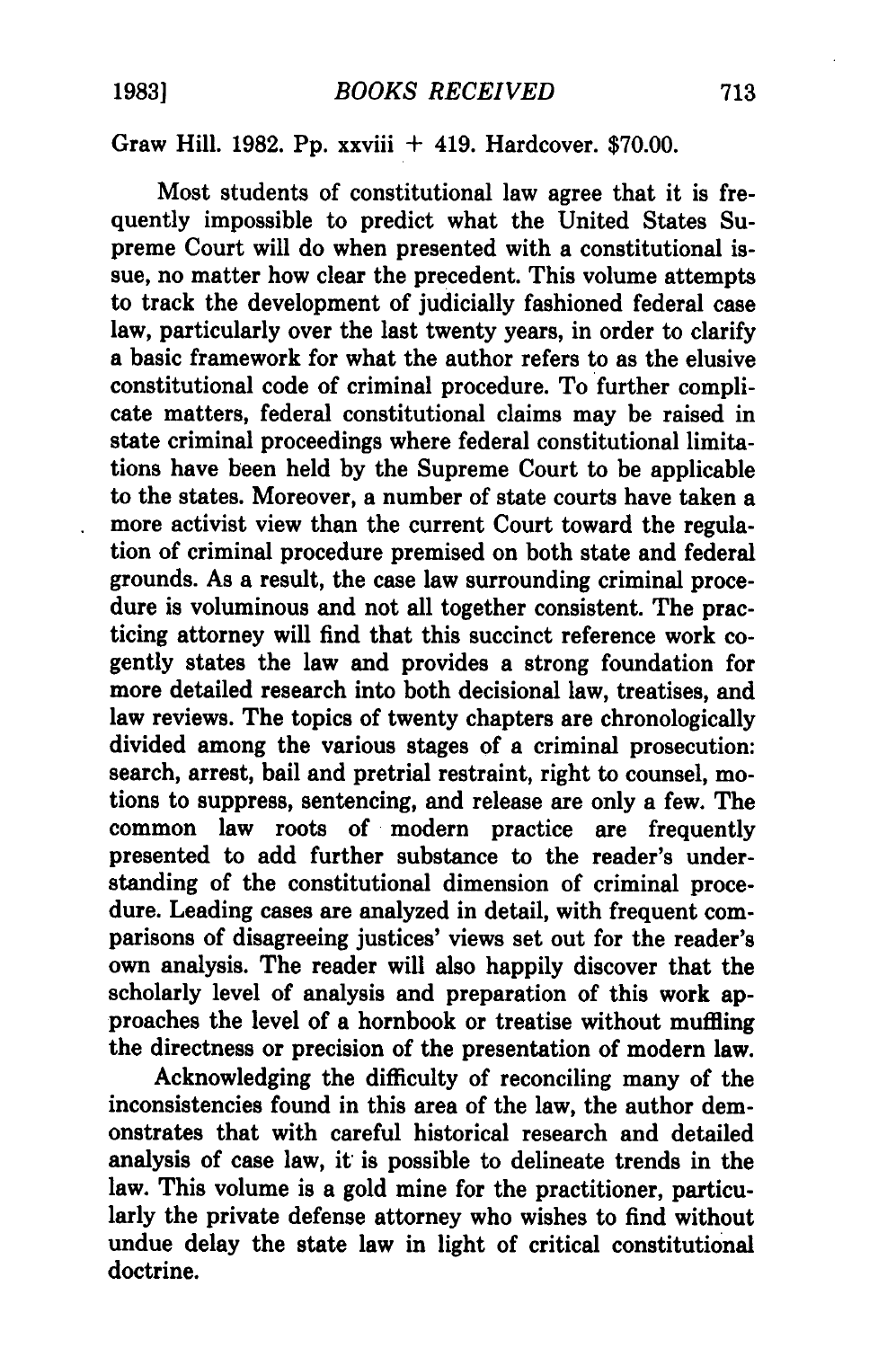Graw Hill. 1982. Pp. xxviii + 419. Hardcover. $70.00.

Most students of constitutional law agree that it is frequently impossible to predict what the United States Supreme Court will do when presented with a constitutional issue, no matter how clear the precedent. This volume attempts to track the development of judicially fashioned federal case law, particularly over the last twenty years, in order to clarify a basic framework for what the author refers to as the elusive constitutional code of criminal procedure. To further complicate matters, federal constitutional claims may be raised in state criminal proceedings where federal constitutional limitations have been held by the Supreme Court to be applicable to the states. Moreover, a number of state courts have taken a more activist view than the current Court toward the regulation of criminal procedure premised on both state and federal grounds. As a result, the case law surrounding criminal procedure is voluminous and not all together consistent. The practicing attorney will find that this succinct reference work cogently states the law and provides a strong foundation for more detailed research into both decisional law, treatises, and law reviews. The topics of twenty chapters are chronologically divided among the various stages of a criminal prosecution: search, arrest, bail and pretrial restraint, right to counsel, motions to suppress, sentencing, and release are only a few. The common law roots of modern practice are frequently presented to add further substance to the reader's understanding of the constitutional dimension of criminal procedure. Leading cases are analyzed in detail, with frequent comparisons of disagreeing justices' views set out for the reader's own analysis. The reader will also happily discover that the scholarly level of analysis and preparation of this work approaches the level of a hornbook or treatise without muffling the directness or precision of the presentation of modern law.

Acknowledging the difficulty of reconciling many of the inconsistencies found in this area of the law, the author demonstrates that with careful historical research and detailed analysis of case law, it is possible to delineate trends in the law. This volume is a gold mine for the practitioner, particularly the private defense attorney who wishes to find without undue delay the state law in light of critical constitutional doctrine.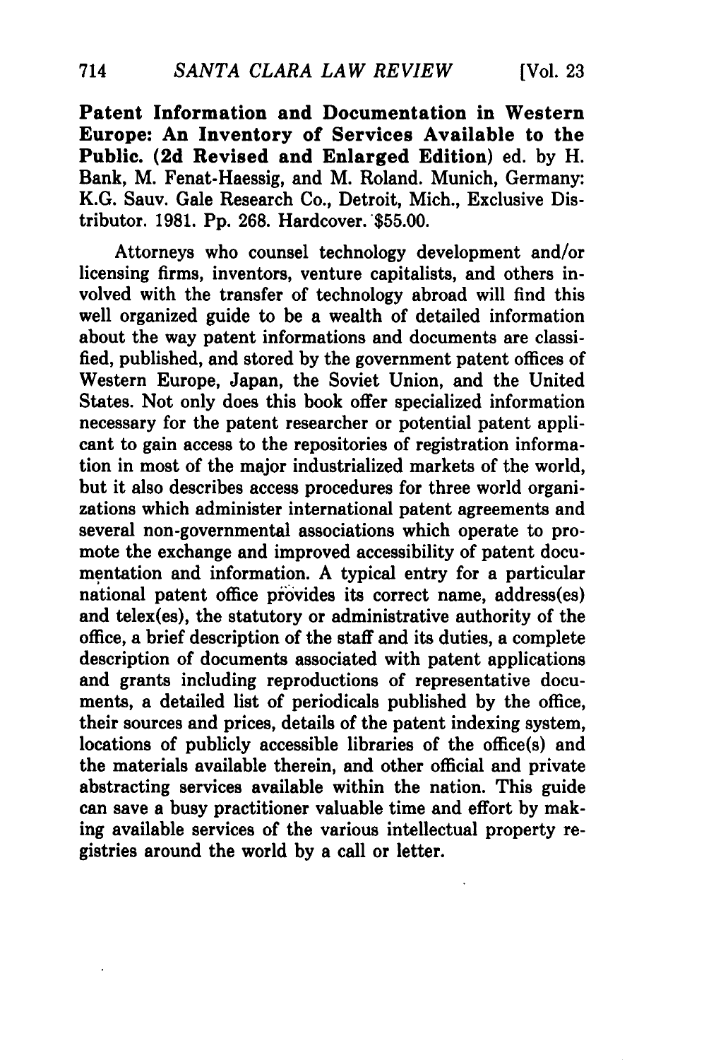**Patent Information and Documentation in Western Europe: An Inventory of Services Available to the Public. (2d Revised and Enlarged Edition)** ed. by H. Bank, M. Fenat-Haessig, and M. Roland. Munich, Germany: K.G. Sauv. Gale Research Co., Detroit, Mich., Exclusive Distributor. 1981. Pp. 268. Hardcover. $55.00.

Attorneys who counsel technology development and/or licensing firms, inventors, venture capitalists, and others involved with the transfer of technology abroad will find this well organized guide to be a wealth of detailed information about the way patent informations and documents are classified, published, and stored by the government patent offices of Western Europe, Japan, the Soviet Union, and the United States. Not only does this book offer specialized information necessary for the patent researcher or potential patent applicant to gain access to the repositories of registration information in most of the major industrialized markets of the world, but it also describes access procedures for three world organizations which administer international patent agreements and several non-governmental associations which operate to promote the exchange and improved accessibility of patent documentation and information. A typical entry for a particular national patent office provides its correct name, address(es) and telex(es), the statutory or administrative authority of the office, a brief description of the staff and its duties, a complete description of documents associated with patent applications and grants including reproductions of representative documents, a detailed list of periodicals published by the office, their sources and prices, details of the patent indexing system, locations of publicly accessible libraries of the office(s) and the materials available therein, and other official and private abstracting services available within the nation. This guide can save a busy practitioner valuable time and effort by making available services of the various intellectual property registries around the world by a call or letter.